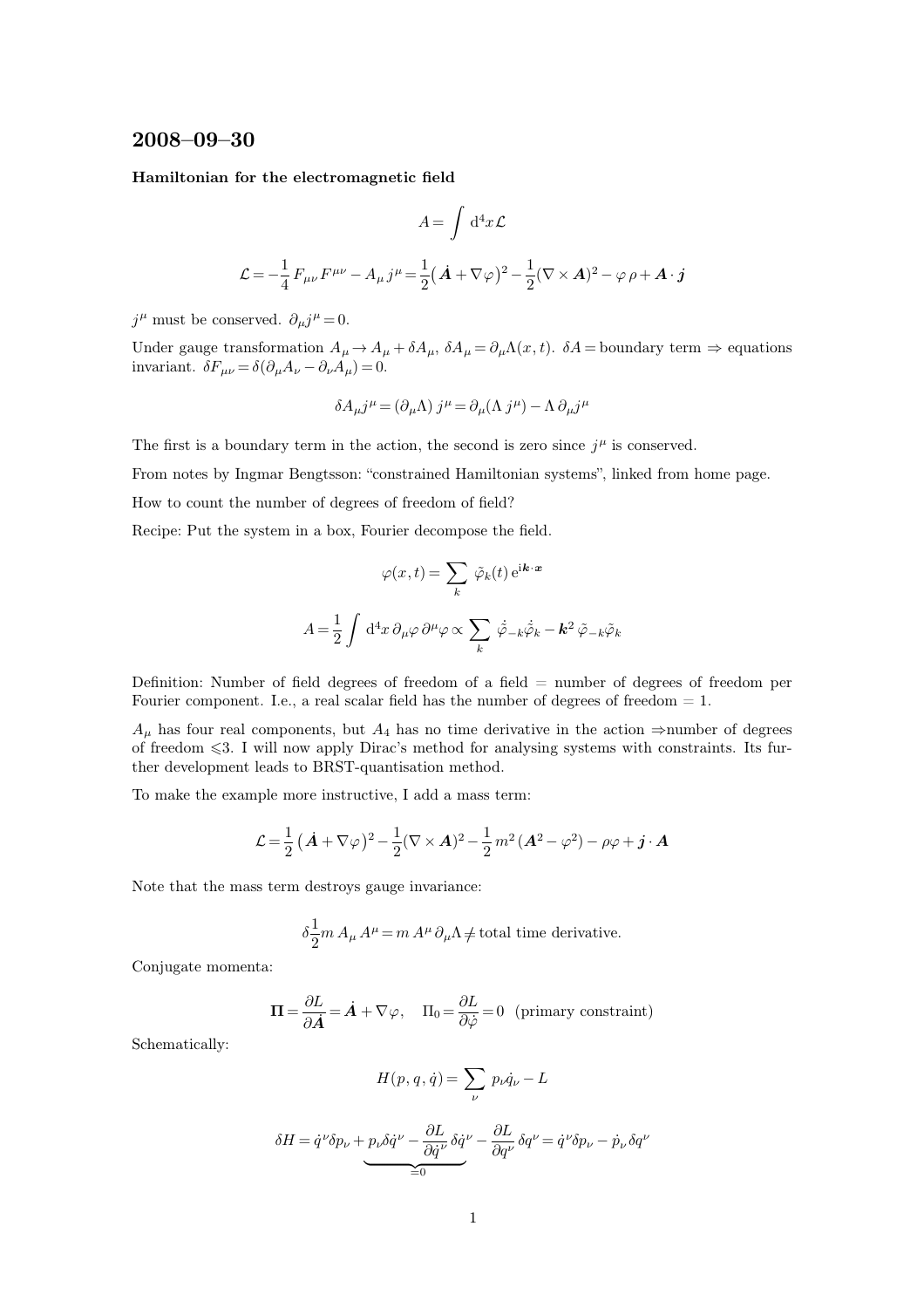## 2008–09–30

**Hamiltonian for the electromagnetic field**

$$A = \int \mathrm{d}^4x \, \mathcal{L}$$

$$\mathcal{L} = -\frac{1}{4} F_{\mu\nu} F^{\mu\nu} - A_\mu j^\mu = \frac{1}{2}\big(\dot{\boldsymbol{A}} + \nabla\varphi\big)^2 - \frac{1}{2}(\nabla \times \boldsymbol{A})^2 - \varphi\,\rho + \boldsymbol{A}\cdot\boldsymbol{j}$$

$j^\mu$ must be conserved. $\partial_\mu j^\mu = 0$.

Under gauge transformation $A_\mu \to A_\mu + \delta A_\mu$, $\delta A_\mu = \partial_\mu \Lambda(x,t)$. $\delta A =$ boundary term $\Rightarrow$ equations invariant. $\delta F_{\mu\nu} = \delta(\partial_\mu A_\nu - \partial_\nu A_\mu) = 0$.

$$\delta A_\mu j^\mu = (\partial_\mu \Lambda)\, j^\mu = \partial_\mu(\Lambda\, j^\mu) - \Lambda\, \partial_\mu j^\mu$$

The first is a boundary term in the action, the second is zero since $j^\mu$ is conserved.

From notes by Ingmar Bengtsson: "constrained Hamiltonian systems", linked from home page.

How to count the number of degrees of freedom of field?

Recipe: Put the system in a box, Fourier decompose the field.

$$\varphi(x,t) = \sum_k \tilde{\varphi}_k(t)\, \mathrm{e}^{\mathrm{i}\boldsymbol{k}\cdot\boldsymbol{x}}$$

$$A = \frac{1}{2}\int \mathrm{d}^4x\, \partial_\mu\varphi\, \partial^\mu\varphi \propto \sum_k \dot{\tilde{\varphi}}_{-k}\dot{\tilde{\varphi}}_k - \boldsymbol{k}^2\, \tilde{\varphi}_{-k}\tilde{\varphi}_k$$

Definition: Number of field degrees of freedom of a field = number of degrees of freedom per Fourier component. I.e., a real scalar field has the number of degrees of freedom = 1.

$A_\mu$ has four real components, but $A_4$ has no time derivative in the action $\Rightarrow$number of degrees of freedom $\leqslant 3$. I will now apply Dirac's method for analysing systems with constraints. Its further development leads to BRST-quantisation method.

To make the example more instructive, I add a mass term:

$$\mathcal{L} = \frac{1}{2}\big(\dot{\boldsymbol{A}} + \nabla\varphi\big)^2 - \frac{1}{2}(\nabla \times \boldsymbol{A})^2 - \frac{1}{2}\, m^2\, (\boldsymbol{A}^2 - \varphi^2) - \rho\varphi + \boldsymbol{j}\cdot\boldsymbol{A}$$

Note that the mass term destroys gauge invariance:

$$\delta \frac{1}{2} m\, A_\mu\, A^\mu = m\, A^\mu\, \partial_\mu \Lambda \neq \text{total time derivative.}$$

Conjugate momenta:

$$\boldsymbol{\Pi} = \frac{\partial L}{\partial \dot{\boldsymbol{A}}} = \dot{\boldsymbol{A}} + \nabla\varphi, \quad \Pi_0 = \frac{\partial L}{\partial \dot{\varphi}} = 0 \ \ \text{(primary constraint)}$$

Schematically:

$$H(p,q,\dot{q}) = \sum_\nu p_\nu \dot{q}_\nu - L$$

$$\delta H = \dot{q}^\nu \delta p_\nu + \underbrace{p_\nu \delta\dot{q}^\nu - \frac{\partial L}{\partial \dot{q}^\nu}\,\delta\dot{q}^\nu}_{=0} - \frac{\partial L}{\partial q^\nu}\,\delta q^\nu = \dot{q}^\nu \delta p_\nu - \dot{p}_\nu\,\delta q^\nu$$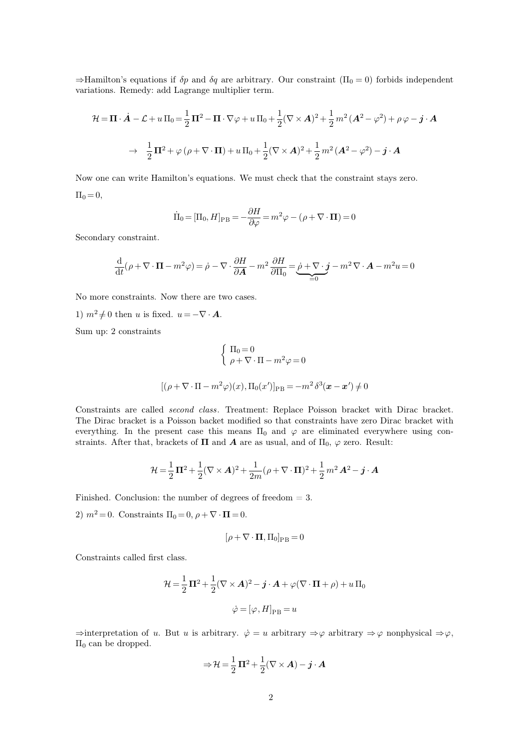⇒Hamilton's equations if $\delta p$ and $\delta q$ are arbitrary. Our constraint ($\Pi_0 = 0$) forbids independent variations. Remedy: add Lagrange multiplier term.

$$\mathcal{H} = \boldsymbol{\Pi} \cdot \dot{\boldsymbol{A}} - \mathcal{L} + u\,\Pi_0 = \frac{1}{2}\boldsymbol{\Pi}^2 - \boldsymbol{\Pi} \cdot \nabla\varphi + u\,\Pi_0 + \frac{1}{2}(\nabla \times \boldsymbol{A})^2 + \frac{1}{2}m^2(\boldsymbol{A}^2 - \varphi^2) + \rho\,\varphi - \boldsymbol{j} \cdot \boldsymbol{A}$$

$$\rightarrow \quad \frac{1}{2}\boldsymbol{\Pi}^2 + \varphi\,(\rho + \nabla \cdot \boldsymbol{\Pi}) + u\,\Pi_0 + \frac{1}{2}(\nabla \times \boldsymbol{A})^2 + \frac{1}{2}m^2(\boldsymbol{A}^2 - \varphi^2) - \boldsymbol{j} \cdot \boldsymbol{A}$$

Now one can write Hamilton's equations. We must check that the constraint stays zero.

$\Pi_0 = 0$,

$$\dot{\Pi}_0 = [\Pi_0, H]_{\mathrm{PB}} = -\frac{\partial H}{\partial \varphi} = m^2\varphi - (\rho + \nabla \cdot \boldsymbol{\Pi}) = 0$$

Secondary constraint.

$$\frac{\mathrm{d}}{\mathrm{d}t}(\rho + \nabla \cdot \boldsymbol{\Pi} - m^2\varphi) = \dot{\rho} - \nabla \cdot \frac{\partial H}{\partial \boldsymbol{A}} - m^2\frac{\partial H}{\partial \Pi_0} = \underbrace{\dot{\rho} + \nabla \cdot \boldsymbol{j}}_{=0} - m^2\,\nabla \cdot \boldsymbol{A} - m^2 u = 0$$

No more constraints. Now there are two cases.

1) $m^2 \neq 0$ then $u$ is fixed. $u = -\nabla \cdot \boldsymbol{A}$.

Sum up: 2 constraints

$$\begin{cases} \Pi_0 = 0 \\ \rho + \nabla \cdot \Pi - m^2\varphi = 0 \end{cases}$$

$$[(\rho + \nabla \cdot \Pi - m^2\varphi)(x), \Pi_0(x')]_{\mathrm{PB}} = -m^2\,\delta^3(\boldsymbol{x} - \boldsymbol{x}') \neq 0$$

Constraints are called *second class*. Treatment: Replace Poisson bracket with Dirac bracket. The Dirac bracket is a Poisson backet modified so that constraints have zero Dirac bracket with everything. In the present case this means $\Pi_0$ and $\varphi$ are eliminated everywhere using constraints. After that, brackets of $\boldsymbol{\Pi}$ and $\boldsymbol{A}$ are as usual, and of $\Pi_0$, $\varphi$ zero. Result:

$$\mathcal{H} = \frac{1}{2}\boldsymbol{\Pi}^2 + \frac{1}{2}(\nabla \times \boldsymbol{A})^2 + \frac{1}{2m}(\rho + \nabla \cdot \boldsymbol{\Pi})^2 + \frac{1}{2}m^2\boldsymbol{A}^2 - \boldsymbol{j} \cdot \boldsymbol{A}$$

Finished. Conclusion: the number of degrees of freedom = 3.

2) $m^2 = 0$. Constraints $\Pi_0 = 0$, $\rho + \nabla \cdot \boldsymbol{\Pi} = 0$.

$$[\rho + \nabla \cdot \boldsymbol{\Pi}, \Pi_0]_{\mathrm{PB}} = 0$$

Constraints called first class.

$$\mathcal{H} = \frac{1}{2}\boldsymbol{\Pi}^2 + \frac{1}{2}(\nabla \times \boldsymbol{A})^2 - \boldsymbol{j} \cdot \boldsymbol{A} + \varphi(\nabla \cdot \boldsymbol{\Pi} + \rho) + u\,\Pi_0$$

$$\dot{\varphi} = [\varphi, H]_{\mathrm{PB}} = u$$

⇒interpretation of $u$. But $u$ is arbitrary. $\dot{\varphi} = u$ arbitrary ⇒$\varphi$ arbitrary ⇒$\varphi$ nonphysical ⇒$\varphi$, $\Pi_0$ can be dropped.

$$\Rightarrow \mathcal{H} = \frac{1}{2}\boldsymbol{\Pi}^2 + \frac{1}{2}(\nabla \times \boldsymbol{A}) - \boldsymbol{j} \cdot \boldsymbol{A}$$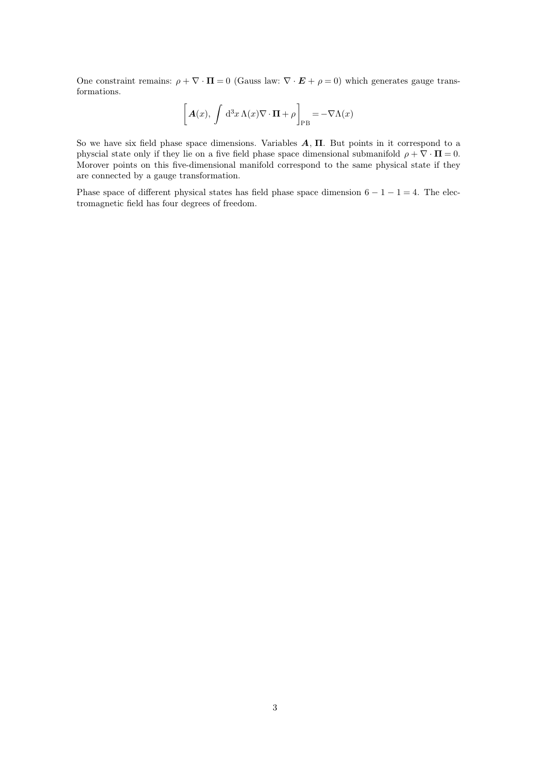One constraint remains: $\rho + \nabla \cdot \mathbf{\Pi} = 0$ (Gauss law: $\nabla \cdot \boldsymbol{E} + \rho = 0$) which generates gauge transformations.

$$\left[\boldsymbol{A}(x), \int \mathrm{d}^3x\, \Lambda(x) \nabla \cdot \mathbf{\Pi} + \rho\right]_{\mathrm{PB}} = -\nabla \Lambda(x)$$

So we have six field phase space dimensions. Variables $\boldsymbol{A}$, $\mathbf{\Pi}$. But points in it correspond to a physcial state only if they lie on a five field phase space dimensional submanifold $\rho + \nabla \cdot \mathbf{\Pi} = 0$. Morover points on this five-dimensional manifold correspond to the same physical state if they are connected by a gauge transformation.

Phase space of different physical states has field phase space dimension $6 - 1 - 1 = 4$. The electromagnetic field has four degrees of freedom.